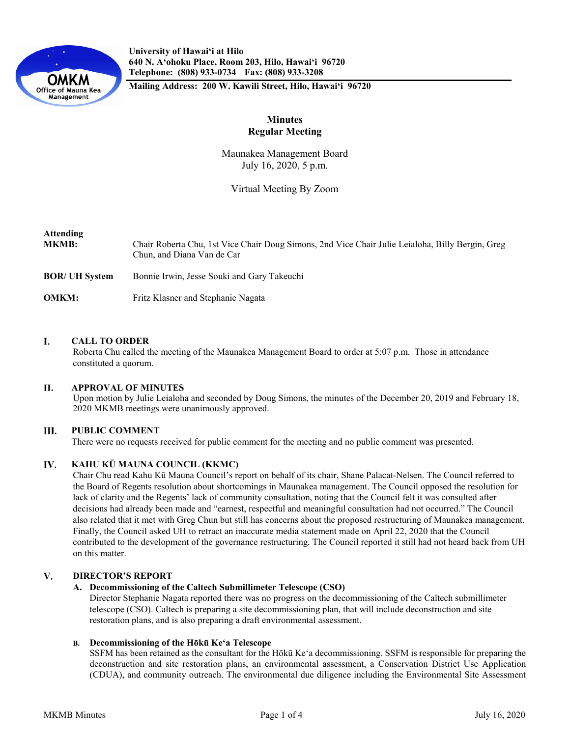**University of Hawai'i at Hilo**
**640 N. A'ohoku Place, Room 203, Hilo, Hawai'i 96720**
**Telephone: (808) 933-0734 Fax: (808) 933-3208**
**Mailing Address: 200 W. Kawili Street, Hilo, Hawai'i 96720**

# Minutes
## Regular Meeting

Maunakea Management Board
July 16, 2020, 5 p.m.

Virtual Meeting By Zoom

**Attending**

**MKMB:** Chair Roberta Chu, 1st Vice Chair Doug Simons, 2nd Vice Chair Julie Leialoha, Billy Bergin, Greg Chun, and Diana Van de Car

**BOR/ UH System** Bonnie Irwin, Jesse Souki and Gary Takeuchi

**OMKM:** Fritz Klasner and Stephanie Nagata

## I. CALL TO ORDER

Roberta Chu called the meeting of the Maunakea Management Board to order at 5:07 p.m. Those in attendance constituted a quorum.

## II. APPROVAL OF MINUTES

Upon motion by Julie Leialoha and seconded by Doug Simons, the minutes of the December 20, 2019 and February 18, 2020 MKMB meetings were unanimously approved.

## III. PUBLIC COMMENT

There were no requests received for public comment for the meeting and no public comment was presented.

## IV. KAHU KŪ MAUNA COUNCIL (KKMC)

Chair Chu read Kahu Kū Mauna Council's report on behalf of its chair, Shane Palacat-Nelsen. The Council referred to the Board of Regents resolution about shortcomings in Maunakea management. The Council opposed the resolution for lack of clarity and the Regents' lack of community consultation, noting that the Council felt it was consulted after decisions had already been made and "earnest, respectful and meaningful consultation had not occurred." The Council also related that it met with Greg Chun but still has concerns about the proposed restructuring of Maunakea management. Finally, the Council asked UH to retract an inaccurate media statement made on April 22, 2020 that the Council contributed to the development of the governance restructuring. The Council reported it still had not heard back from UH on this matter.

## V. DIRECTOR'S REPORT

### A. Decommissioning of the Caltech Submillimeter Telescope (CSO)

Director Stephanie Nagata reported there was no progress on the decommissioning of the Caltech submillimeter telescope (CSO). Caltech is preparing a site decommissioning plan, that will include deconstruction and site restoration plans, and is also preparing a draft environmental assessment.

### B. Decommissioning of the Hōkū Ke'a Telescope

SSFM has been retained as the consultant for the Hōkū Ke'a decommissioning. SSFM is responsible for preparing the deconstruction and site restoration plans, an environmental assessment, a Conservation District Use Application (CDUA), and community outreach. The environmental due diligence including the Environmental Site Assessment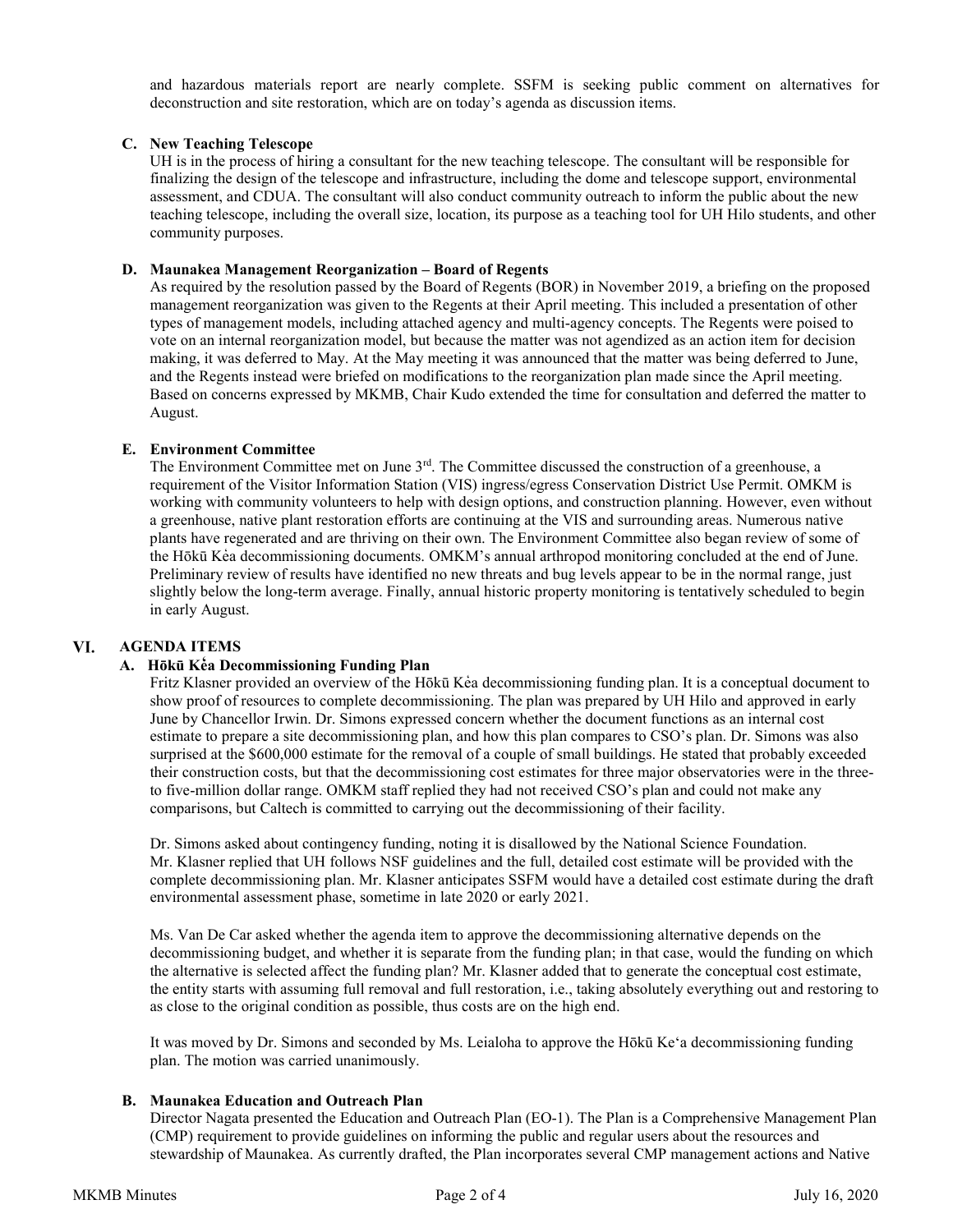and hazardous materials report are nearly complete. SSFM is seeking public comment on alternatives for deconstruction and site restoration, which are on today's agenda as discussion items.

**C. New Teaching Telescope**

UH is in the process of hiring a consultant for the new teaching telescope. The consultant will be responsible for finalizing the design of the telescope and infrastructure, including the dome and telescope support, environmental assessment, and CDUA. The consultant will also conduct community outreach to inform the public about the new teaching telescope, including the overall size, location, its purpose as a teaching tool for UH Hilo students, and other community purposes.

**D. Maunakea Management Reorganization – Board of Regents**

As required by the resolution passed by the Board of Regents (BOR) in November 2019, a briefing on the proposed management reorganization was given to the Regents at their April meeting. This included a presentation of other types of management models, including attached agency and multi-agency concepts. The Regents were poised to vote on an internal reorganization model, but because the matter was not agendized as an action item for decision making, it was deferred to May. At the May meeting it was announced that the matter was being deferred to June, and the Regents instead were briefed on modifications to the reorganization plan made since the April meeting. Based on concerns expressed by MKMB, Chair Kudo extended the time for consultation and deferred the matter to August.

**E. Environment Committee**

The Environment Committee met on June 3rd. The Committee discussed the construction of a greenhouse, a requirement of the Visitor Information Station (VIS) ingress/egress Conservation District Use Permit. OMKM is working with community volunteers to help with design options, and construction planning. However, even without a greenhouse, native plant restoration efforts are continuing at the VIS and surrounding areas. Numerous native plants have regenerated and are thriving on their own. The Environment Committee also began review of some of the Hōkū Kėa decommissioning documents. OMKM's annual arthropod monitoring concluded at the end of June. Preliminary review of results have identified no new threats and bug levels appear to be in the normal range, just slightly below the long-term average. Finally, annual historic property monitoring is tentatively scheduled to begin in early August.

## VI. AGENDA ITEMS

### A. Hōkū Kėa Decommissioning Funding Plan

Fritz Klasner provided an overview of the Hōkū Kėa decommissioning funding plan. It is a conceptual document to show proof of resources to complete decommissioning. The plan was prepared by UH Hilo and approved in early June by Chancellor Irwin. Dr. Simons expressed concern whether the document functions as an internal cost estimate to prepare a site decommissioning plan, and how this plan compares to CSO's plan. Dr. Simons was also surprised at the $600,000 estimate for the removal of a couple of small buildings. He stated that probably exceeded their construction costs, but that the decommissioning cost estimates for three major observatories were in the three- to five-million dollar range. OMKM staff replied they had not received CSO's plan and could not make any comparisons, but Caltech is committed to carrying out the decommissioning of their facility.

Dr. Simons asked about contingency funding, noting it is disallowed by the National Science Foundation. Mr. Klasner replied that UH follows NSF guidelines and the full, detailed cost estimate will be provided with the complete decommissioning plan. Mr. Klasner anticipates SSFM would have a detailed cost estimate during the draft environmental assessment phase, sometime in late 2020 or early 2021.

Ms. Van De Car asked whether the agenda item to approve the decommissioning alternative depends on the decommissioning budget, and whether it is separate from the funding plan; in that case, would the funding on which the alternative is selected affect the funding plan? Mr. Klasner added that to generate the conceptual cost estimate, the entity starts with assuming full removal and full restoration, i.e., taking absolutely everything out and restoring to as close to the original condition as possible, thus costs are on the high end.

It was moved by Dr. Simons and seconded by Ms. Leialoha to approve the Hōkū Ke'a decommissioning funding plan. The motion was carried unanimously.

### B. Maunakea Education and Outreach Plan

Director Nagata presented the Education and Outreach Plan (EO-1). The Plan is a Comprehensive Management Plan (CMP) requirement to provide guidelines on informing the public and regular users about the resources and stewardship of Maunakea. As currently drafted, the Plan incorporates several CMP management actions and Native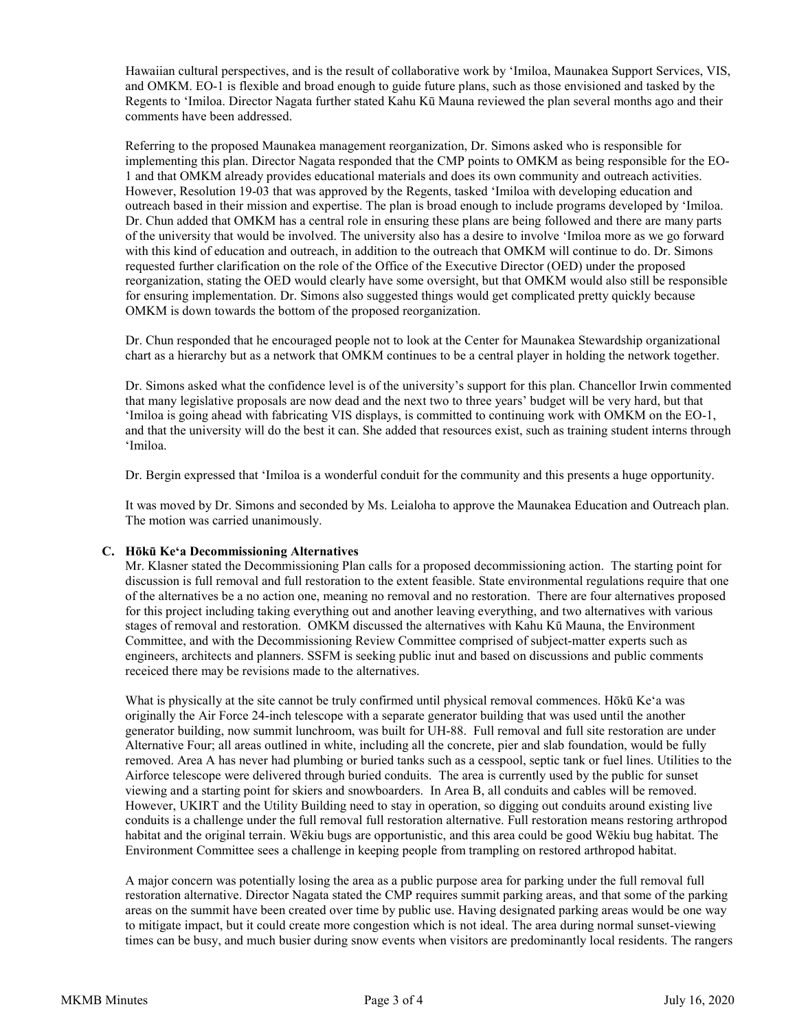Hawaiian cultural perspectives, and is the result of collaborative work by ʻImiloa, Maunakea Support Services, VIS, and OMKM. EO-1 is flexible and broad enough to guide future plans, such as those envisioned and tasked by the Regents to ʻImiloa. Director Nagata further stated Kahu Kū Mauna reviewed the plan several months ago and their comments have been addressed.

Referring to the proposed Maunakea management reorganization, Dr. Simons asked who is responsible for implementing this plan. Director Nagata responded that the CMP points to OMKM as being responsible for the EO-1 and that OMKM already provides educational materials and does its own community and outreach activities. However, Resolution 19-03 that was approved by the Regents, tasked ʻImiloa with developing education and outreach based in their mission and expertise. The plan is broad enough to include programs developed by ʻImiloa. Dr. Chun added that OMKM has a central role in ensuring these plans are being followed and there are many parts of the university that would be involved. The university also has a desire to involve ʻImiloa more as we go forward with this kind of education and outreach, in addition to the outreach that OMKM will continue to do. Dr. Simons requested further clarification on the role of the Office of the Executive Director (OED) under the proposed reorganization, stating the OED would clearly have some oversight, but that OMKM would also still be responsible for ensuring implementation. Dr. Simons also suggested things would get complicated pretty quickly because OMKM is down towards the bottom of the proposed reorganization.

Dr. Chun responded that he encouraged people not to look at the Center for Maunakea Stewardship organizational chart as a hierarchy but as a network that OMKM continues to be a central player in holding the network together.

Dr. Simons asked what the confidence level is of the university's support for this plan. Chancellor Irwin commented that many legislative proposals are now dead and the next two to three years' budget will be very hard, but that ʻImiloa is going ahead with fabricating VIS displays, is committed to continuing work with OMKM on the EO-1, and that the university will do the best it can. She added that resources exist, such as training student interns through ʻImiloa.

Dr. Bergin expressed that ʻImiloa is a wonderful conduit for the community and this presents a huge opportunity.

It was moved by Dr. Simons and seconded by Ms. Leialoha to approve the Maunakea Education and Outreach plan. The motion was carried unanimously.

**C. Hōkū Keʻa Decommissioning Alternatives**

Mr. Klasner stated the Decommissioning Plan calls for a proposed decommissioning action. The starting point for discussion is full removal and full restoration to the extent feasible. State environmental regulations require that one of the alternatives be a no action one, meaning no removal and no restoration. There are four alternatives proposed for this project including taking everything out and another leaving everything, and two alternatives with various stages of removal and restoration. OMKM discussed the alternatives with Kahu Kū Mauna, the Environment Committee, and with the Decommissioning Review Committee comprised of subject-matter experts such as engineers, architects and planners. SSFM is seeking public inut and based on discussions and public comments receiced there may be revisions made to the alternatives.

What is physically at the site cannot be truly confirmed until physical removal commences. Hōkū Keʻa was originally the Air Force 24-inch telescope with a separate generator building that was used until the another generator building, now summit lunchroom, was built for UH-88. Full removal and full site restoration are under Alternative Four; all areas outlined in white, including all the concrete, pier and slab foundation, would be fully removed. Area A has never had plumbing or buried tanks such as a cesspool, septic tank or fuel lines. Utilities to the Airforce telescope were delivered through buried conduits. The area is currently used by the public for sunset viewing and a starting point for skiers and snowboarders. In Area B, all conduits and cables will be removed. However, UKIRT and the Utility Building need to stay in operation, so digging out conduits around existing live conduits is a challenge under the full removal full restoration alternative. Full restoration means restoring arthropod habitat and the original terrain. Wēkiu bugs are opportunistic, and this area could be good Wēkiu bug habitat. The Environment Committee sees a challenge in keeping people from trampling on restored arthropod habitat.

A major concern was potentially losing the area as a public purpose area for parking under the full removal full restoration alternative. Director Nagata stated the CMP requires summit parking areas, and that some of the parking areas on the summit have been created over time by public use. Having designated parking areas would be one way to mitigate impact, but it could create more congestion which is not ideal. The area during normal sunset-viewing times can be busy, and much busier during snow events when visitors are predominantly local residents. The rangers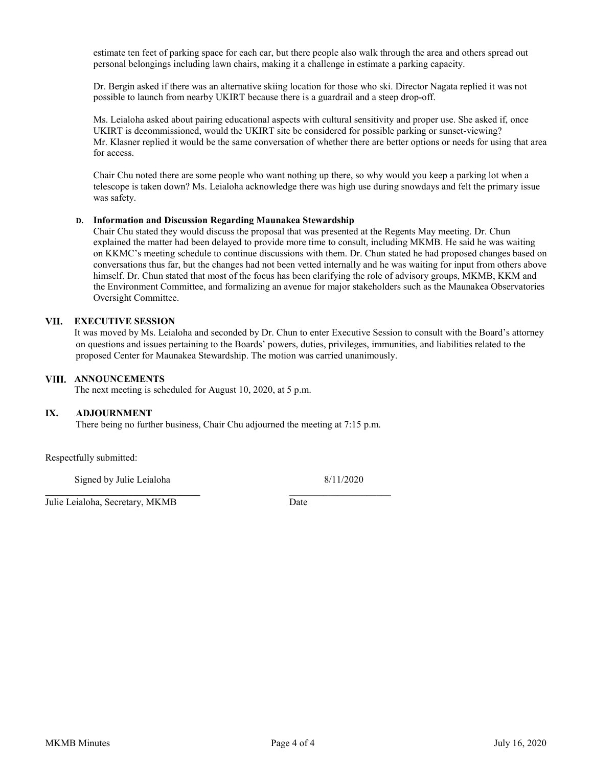estimate ten feet of parking space for each car, but there people also walk through the area and others spread out personal belongings including lawn chairs, making it a challenge in estimate a parking capacity.

Dr. Bergin asked if there was an alternative skiing location for those who ski. Director Nagata replied it was not possible to launch from nearby UKIRT because there is a guardrail and a steep drop-off.

Ms. Leialoha asked about pairing educational aspects with cultural sensitivity and proper use. She asked if, once UKIRT is decommissioned, would the UKIRT site be considered for possible parking or sunset-viewing? Mr. Klasner replied it would be the same conversation of whether there are better options or needs for using that area for access.

Chair Chu noted there are some people who want nothing up there, so why would you keep a parking lot when a telescope is taken down? Ms. Leialoha acknowledge there was high use during snowdays and felt the primary issue was safety.

**D. Information and Discussion Regarding Maunakea Stewardship**

Chair Chu stated they would discuss the proposal that was presented at the Regents May meeting. Dr. Chun explained the matter had been delayed to provide more time to consult, including MKMB. He said he was waiting on KKMC's meeting schedule to continue discussions with them. Dr. Chun stated he had proposed changes based on conversations thus far, but the changes had not been vetted internally and he was waiting for input from others above himself. Dr. Chun stated that most of the focus has been clarifying the role of advisory groups, MKMB, KKM and the Environment Committee, and formalizing an avenue for major stakeholders such as the Maunakea Observatories Oversight Committee.

## VII. EXECUTIVE SESSION

It was moved by Ms. Leialoha and seconded by Dr. Chun to enter Executive Session to consult with the Board's attorney on questions and issues pertaining to the Boards' powers, duties, privileges, immunities, and liabilities related to the proposed Center for Maunakea Stewardship. The motion was carried unanimously.

## VIII. ANNOUNCEMENTS

The next meeting is scheduled for August 10, 2020, at 5 p.m.

## IX. ADJOURNMENT

There being no further business, Chair Chu adjourned the meeting at 7:15 p.m.

Respectfully submitted:

Signed by Julie Leialoha — 8/11/2020

Julie Leialoha, Secretary, MKMB — Date